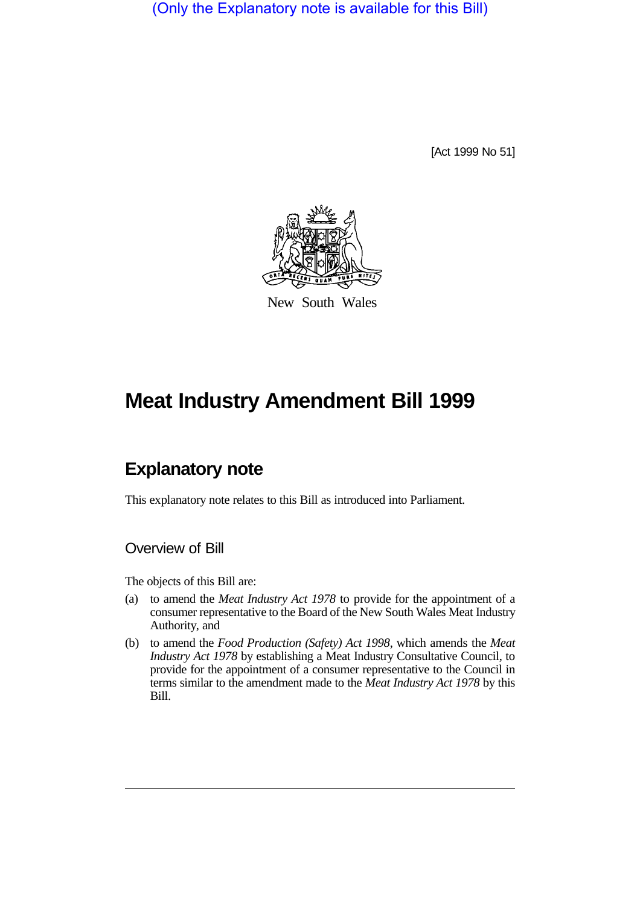(Only the Explanatory note is available for this Bill)

[Act 1999 No 51]

New South Wales

# Meat Industry Amendment Bill 1999

## Explanatory note

This explanatory note relates to this Bill as introduced into Parliament.

### Overview of Bill

The objects of this Bill are:

(a) to amend the *Meat Industry Act 1978* to provide for the appointment of a consumer representative to the Board of the New South Wales Meat Industry Authority, and

(b) to amend the *Food Production (Safety) Act 1998*, which amends the *Meat Industry Act 1978* by establishing a Meat Industry Consultative Council, to provide for the appointment of a consumer representative to the Council in terms similar to the amendment made to the *Meat Industry Act 1978* by this Bill.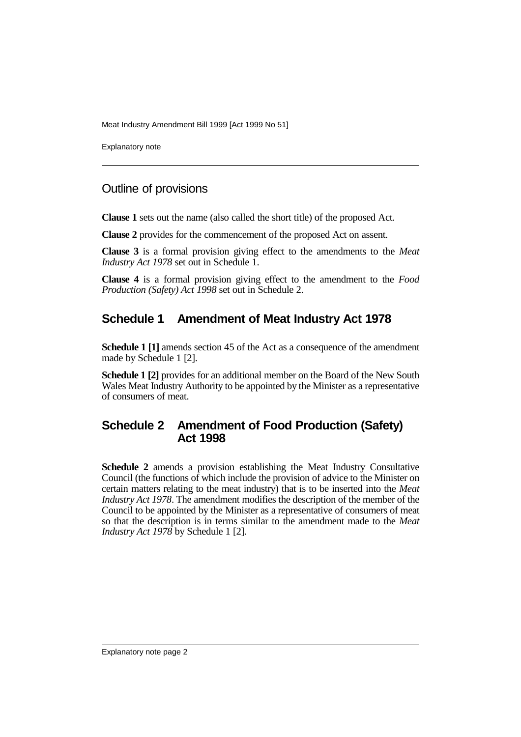## Outline of provisions

**Clause 1** sets out the name (also called the short title) of the proposed Act.

**Clause 2** provides for the commencement of the proposed Act on assent.

**Clause 3** is a formal provision giving effect to the amendments to the *Meat Industry Act 1978* set out in Schedule 1.

**Clause 4** is a formal provision giving effect to the amendment to the *Food Production (Safety) Act 1998* set out in Schedule 2.

## Schedule 1 Amendment of Meat Industry Act 1978

**Schedule 1 [1]** amends section 45 of the Act as a consequence of the amendment made by Schedule 1 [2].

**Schedule 1 [2]** provides for an additional member on the Board of the New South Wales Meat Industry Authority to be appointed by the Minister as a representative of consumers of meat.

## Schedule 2 Amendment of Food Production (Safety) Act 1998

**Schedule 2** amends a provision establishing the Meat Industry Consultative Council (the functions of which include the provision of advice to the Minister on certain matters relating to the meat industry) that is to be inserted into the *Meat Industry Act 1978*. The amendment modifies the description of the member of the Council to be appointed by the Minister as a representative of consumers of meat so that the description is in terms similar to the amendment made to the *Meat Industry Act 1978* by Schedule 1 [2].